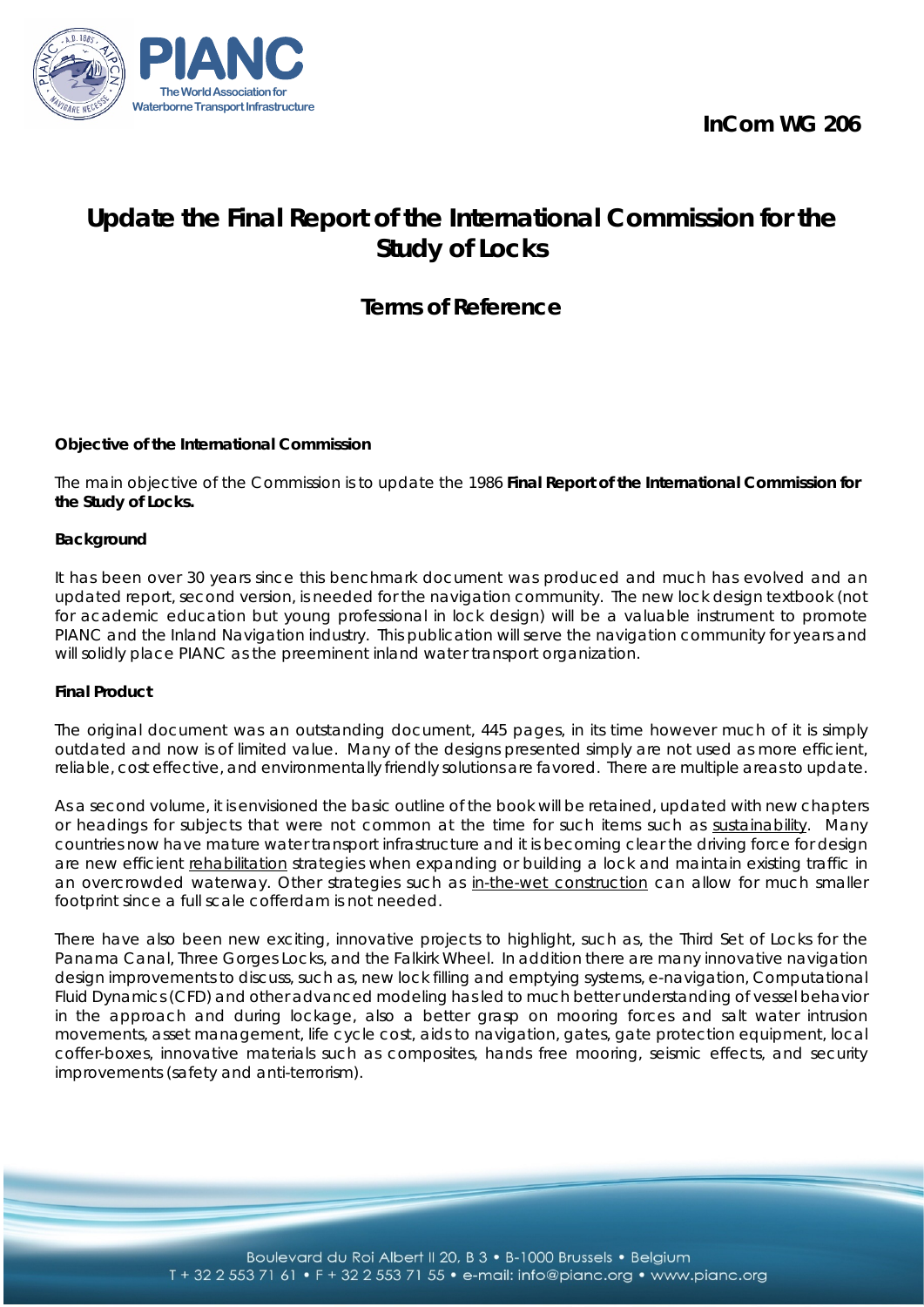InCom WG 206

# Update the Final Report of the International Commission for the Study of Locks

## Terms of Reference

**Objective of the International Commission**

The main objective of the Commission is to update the 1986 **Final Report of the International Commission for the Study of Locks.**

**Background**

It has been over 30 years since this benchmark document was produced and much has evolved and an updated report, second version, is needed for the navigation community. The new lock design textbook (not for academic education but young professional in lock design) will be a valuable instrument to promote PIANC and the Inland Navigation industry. This publication will serve the navigation community for years and will solidly place PIANC as the preeminent inland water transport organization.

**Final Product**

The original document was an outstanding document, 445 pages, in its time however much of it is simply outdated and now is of limited value. Many of the designs presented simply are not used as more efficient, reliable, cost effective, and environmentally friendly solutions are favored. There are multiple areas to update.

As a second volume, it is envisioned the basic outline of the book will be retained, updated with new chapters or headings for subjects that were not common at the time for such items such as sustainability. Many countries now have mature water transport infrastructure and it is becoming clear the driving force for design are new efficient rehabilitation strategies when expanding or building a lock and maintain existing traffic in an overcrowded waterway. Other strategies such as in-the-wet construction can allow for much smaller footprint since a full scale cofferdam is not needed.

There have also been new exciting, innovative projects to highlight, such as, the Third Set of Locks for the Panama Canal, Three Gorges Locks, and the Falkirk Wheel. In addition there are many innovative navigation design improvements to discuss, such as, new lock filling and emptying systems, e-navigation, Computational Fluid Dynamics (CFD) and other advanced modeling has led to much better understanding of vessel behavior in the approach and during lockage, also a better grasp on mooring forces and salt water intrusion movements, asset management, life cycle cost, aids to navigation, gates, gate protection equipment, local coffer-boxes, innovative materials such as composites, hands free mooring, seismic effects, and security improvements (safety and anti-terrorism).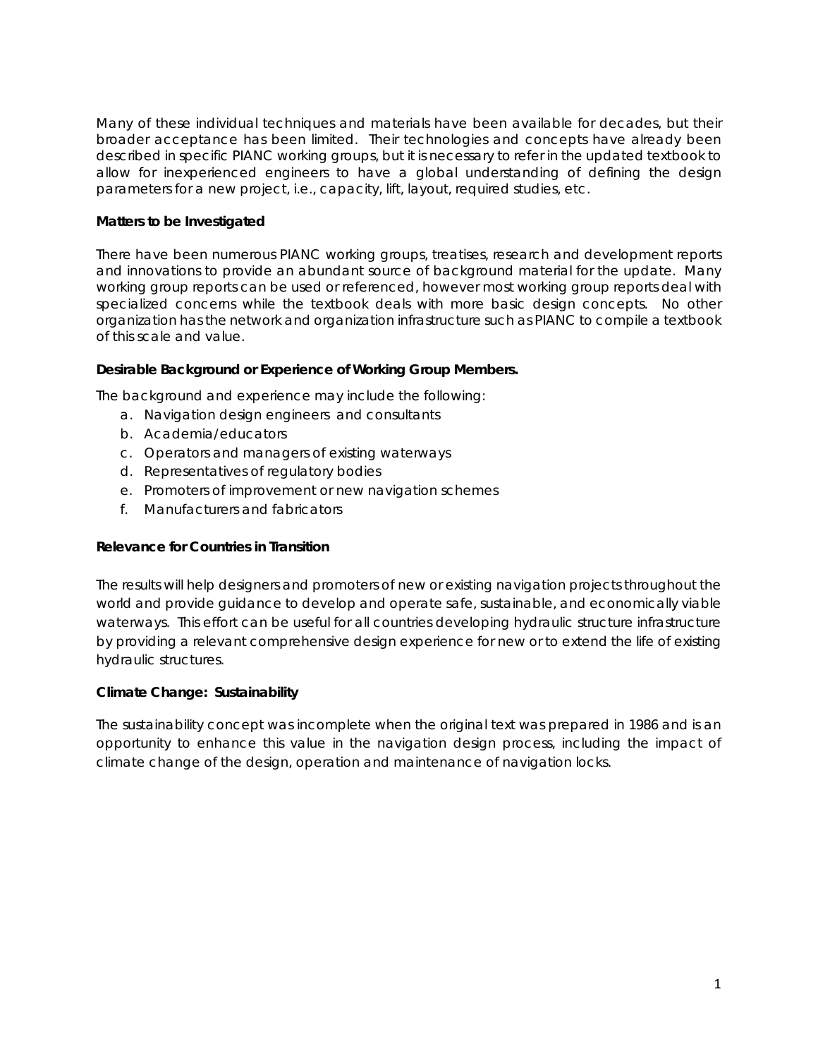Many of these individual techniques and materials have been available for decades, but their broader acceptance has been limited. Their technologies and concepts have already been described in specific PIANC working groups, but it is necessary to refer in the updated textbook to allow for inexperienced engineers to have a global understanding of defining the design parameters for a new project, i.e., capacity, lift, layout, required studies, etc.

**Matters to be Investigated**

There have been numerous PIANC working groups, treatises, research and development reports and innovations to provide an abundant source of background material for the update. Many working group reports can be used or referenced, however most working group reports deal with specialized concerns while the textbook deals with more basic design concepts. No other organization has the network and organization infrastructure such as PIANC to compile a textbook of this scale and value.

**Desirable Background or Experience of Working Group Members.**

The background and experience may include the following:

a. Navigation design engineers and consultants
b. Academia/educators
c. Operators and managers of existing waterways
d. Representatives of regulatory bodies
e. Promoters of improvement or new navigation schemes
f. Manufacturers and fabricators

**Relevance for Countries in Transition**

The results will help designers and promoters of new or existing navigation projects throughout the world and provide guidance to develop and operate safe, sustainable, and economically viable waterways. This effort can be useful for all countries developing hydraulic structure infrastructure by providing a relevant comprehensive design experience for new or to extend the life of existing hydraulic structures.

**Climate Change: Sustainability**

The sustainability concept was incomplete when the original text was prepared in 1986 and is an opportunity to enhance this value in the navigation design process, including the impact of climate change of the design, operation and maintenance of navigation locks.